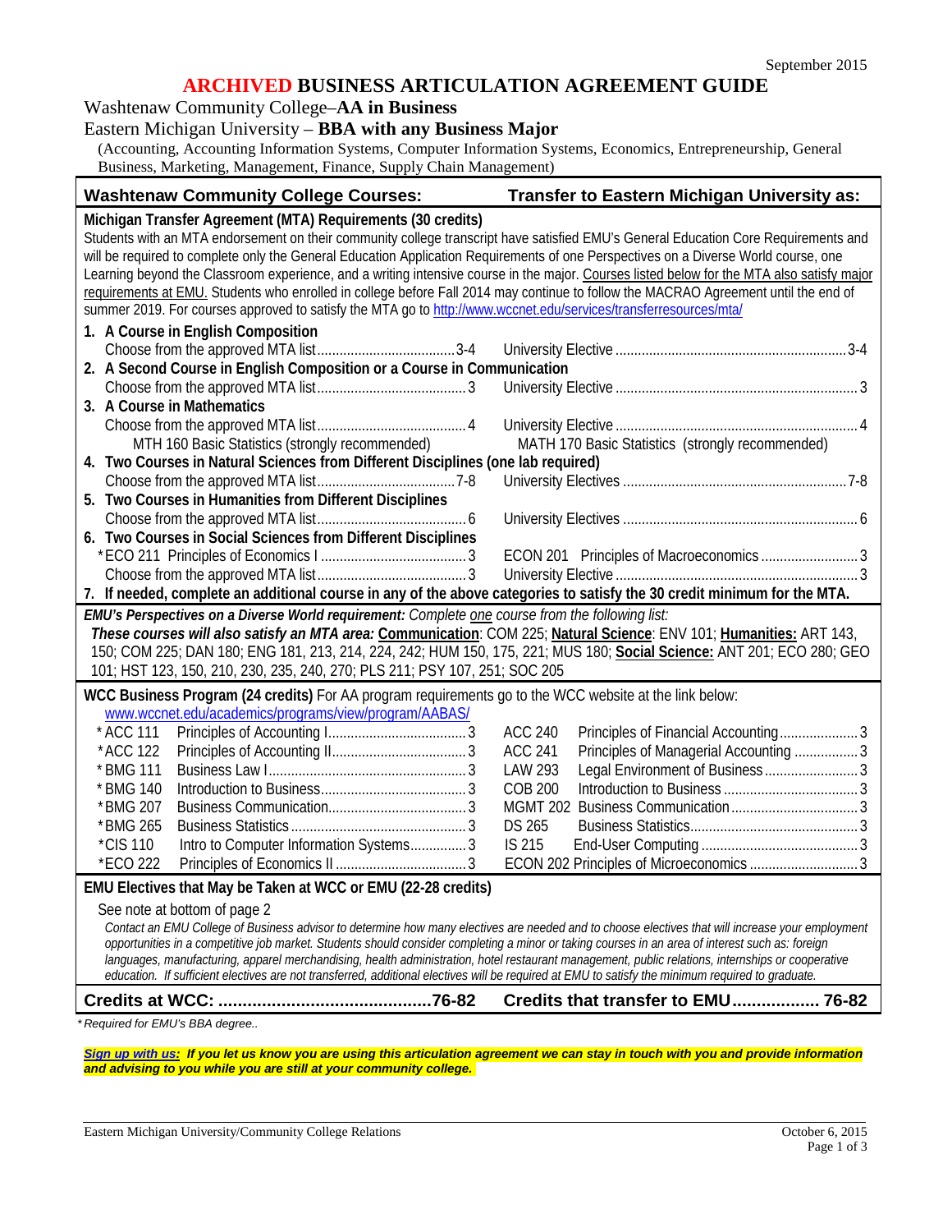September 2015

# ARCHIVED BUSINESS ARTICULATION AGREEMENT GUIDE

Washtenaw Community College–**AA in Business**

Eastern Michigan University – **BBA with any Business Major**

(Accounting, Accounting Information Systems, Computer Information Systems, Economics, Entrepreneurship, General Business, Marketing, Management, Finance, Supply Chain Management)

| Washtenaw Community College Courses: | Transfer to Eastern Michigan University as: |
|---|---|

**Michigan Transfer Agreement (MTA) Requirements (30 credits)**

Students with an MTA endorsement on their community college transcript have satisfied EMU's General Education Core Requirements and will be required to complete only the General Education Application Requirements of one Perspectives on a Diverse World course, one Learning beyond the Classroom experience, and a writing intensive course in the major. Courses listed below for the MTA also satisfy major requirements at EMU. Students who enrolled in college before Fall 2014 may continue to follow the MACRAO Agreement until the end of summer 2019. For courses approved to satisfy the MTA go to http://www.wccnet.edu/services/transferresources/mta/

**1. A Course in English Composition**

| WCC | Credits | EMU | Credits |
|---|---|---|---|
| Choose from the approved MTA list | 3-4 | University Elective | 3-4 |

**2. A Second Course in English Composition or a Course in Communication**

| WCC | Credits | EMU | Credits |
|---|---|---|---|
| Choose from the approved MTA list | 3 | University Elective | 3 |

**3. A Course in Mathematics**

| WCC | Credits | EMU | Credits |
|---|---|---|---|
| Choose from the approved MTA list | 4 | University Elective | 4 |
| MTH 160 Basic Statistics (strongly recommended) | | MATH 170 Basic Statistics (strongly recommended) | |

**4. Two Courses in Natural Sciences from Different Disciplines (one lab required)**

| WCC | Credits | EMU | Credits |
|---|---|---|---|
| Choose from the approved MTA list | 7-8 | University Electives | 7-8 |

**5. Two Courses in Humanities from Different Disciplines**

| WCC | Credits | EMU | Credits |
|---|---|---|---|
| Choose from the approved MTA list | 6 | University Electives | 6 |

**6. Two Courses in Social Sciences from Different Disciplines**

| WCC | Credits | EMU | Credits |
|---|---|---|---|
| *ECO 211 Principles of Economics I | 3 | ECON 201 Principles of Macroeconomics | 3 |
| Choose from the approved MTA list | 3 | University Elective | 3 |

**7. If needed, complete an additional course in any of the above categories to satisfy the 30 credit minimum for the MTA.**

***EMU's Perspectives on a Diverse World requirement:*** *Complete one course from the following list:*

***These courses will also satisfy an MTA area:*** **Communication**: COM 225; **Natural Science**: ENV 101; **Humanities:** ART 143, 150; COM 225; DAN 180; ENG 181, 213, 214, 224, 242; HUM 150, 175, 221; MUS 180; **Social Science:** ANT 201; ECO 280; GEO 101; HST 123, 150, 210, 230, 235, 240, 270; PLS 211; PSY 107, 251; SOC 205

**WCC Business Program (24 credits)** For AA program requirements go to the WCC website at the link below:
www.wccnet.edu/academics/programs/view/program/AABAS/

| WCC Course | WCC Title | Credits | EMU Course | EMU Title | Credits |
|---|---|---|---|---|---|
| *ACC 111 | Principles of Accounting I | 3 | ACC 240 | Principles of Financial Accounting | 3 |
| *ACC 122 | Principles of Accounting II | 3 | ACC 241 | Principles of Managerial Accounting | 3 |
| *BMG 111 | Business Law I | 3 | LAW 293 | Legal Environment of Business | 3 |
| *BMG 140 | Introduction to Business | 3 | COB 200 | Introduction to Business | 3 |
| *BMG 207 | Business Communication | 3 | MGMT 202 | Business Communication | 3 |
| *BMG 265 | Business Statistics | 3 | DS 265 | Business Statistics | 3 |
| *CIS 110 | Intro to Computer Information Systems | 3 | IS 215 | End-User Computing | 3 |
| *ECO 222 | Principles of Economics II | 3 | ECON 202 | Principles of Microeconomics | 3 |

**EMU Electives that May be Taken at WCC or EMU (22-28 credits)**

See note at bottom of page 2

*Contact an EMU College of Business advisor to determine how many electives are needed and to choose electives that will increase your employment opportunities in a competitive job market. Students should consider completing a minor or taking courses in an area of interest such as: foreign languages, manufacturing, apparel merchandising, health administration, hotel restaurant management, public relations, internships or cooperative education. If sufficient electives are not transferred, additional electives will be required at EMU to satisfy the minimum required to graduate.*

| **Credits at WCC:** | **76-82** | **Credits that transfer to EMU** | **76-82** |
|---|---|---|---|

*\* Required for EMU's BBA degree..*

***Sign up with us:*** ***If you let us know you are using this articulation agreement we can stay in touch with you and provide information and advising to you while you are still at your community college.***

Eastern Michigan University/Community College Relations — October 6, 2015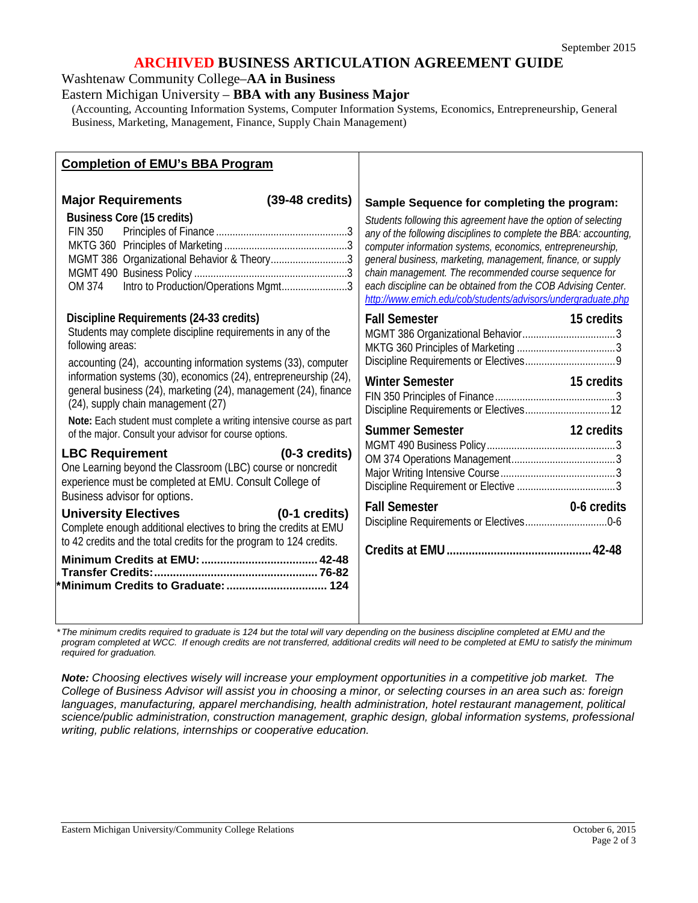September 2015

# ARCHIVED BUSINESS ARTICULATION AGREEMENT GUIDE

Washtenaw Community College–**AA in Business**

Eastern Michigan University – **BBA with any Business Major**

(Accounting, Accounting Information Systems, Computer Information Systems, Economics, Entrepreneurship, General Business, Marketing, Management, Finance, Supply Chain Management)

## Completion of EMU's BBA Program

### Major Requirements (39-48 credits)

**Business Core (15 credits)**

- FIN 350 Principles of Finance ... 3
- MKTG 360 Principles of Marketing ... 3
- MGMT 386 Organizational Behavior & Theory ... 3
- MGMT 490 Business Policy ... 3
- OM 374 Intro to Production/Operations Mgmt ... 3

**Discipline Requirements (24-33 credits)**

Students may complete discipline requirements in any of the following areas:

accounting (24), accounting information systems (33), computer information systems (30), economics (24), entrepreneurship (24), general business (24), marketing (24), management (24), finance (24), supply chain management (27)

**Note:** Each student must complete a writing intensive course as part of the major. Consult your advisor for course options.

### LBC Requirement (0-3 credits)

One Learning beyond the Classroom (LBC) course or noncredit experience must be completed at EMU. Consult College of Business advisor for options.

### University Electives (0-1 credits)

Complete enough additional electives to bring the credits at EMU to 42 credits and the total credits for the program to 124 credits.

**Minimum Credits at EMU: ... 42-48**
**Transfer Credits: ... 76-82**
**\*Minimum Credits to Graduate: ... 124**

### Sample Sequence for completing the program:

*Students following this agreement have the option of selecting any of the following disciplines to complete the BBA: accounting, computer information systems, economics, entrepreneurship, general business, marketing, management, finance, or supply chain management. The recommended course sequence for each discipline can be obtained from the COB Advising Center.* http://www.emich.edu/cob/students/advisors/undergraduate.php

**Fall Semester — 15 credits**
- MGMT 386 Organizational Behavior ... 3
- MKTG 360 Principles of Marketing ... 3
- Discipline Requirements or Electives ... 9

**Winter Semester — 15 credits**
- FIN 350 Principles of Finance ... 3
- Discipline Requirements or Electives ... 12

**Summer Semester — 12 credits**
- MGMT 490 Business Policy ... 3
- OM 374 Operations Management ... 3
- Major Writing Intensive Course ... 3
- Discipline Requirement or Elective ... 3

**Fall Semester — 0-6 credits**
- Discipline Requirements or Electives ... 0-6

**Credits at EMU ... 42-48**

*\*The minimum credits required to graduate is 124 but the total will vary depending on the business discipline completed at EMU and the program completed at WCC. If enough credits are not transferred, additional credits will need to be completed at EMU to satisfy the minimum required for graduation.*

***Note:** Choosing electives wisely will increase your employment opportunities in a competitive job market. The College of Business Advisor will assist you in choosing a minor, or selecting courses in an area such as: foreign languages, manufacturing, apparel merchandising, health administration, hotel restaurant management, political science/public administration, construction management, graphic design, global information systems, professional writing, public relations, internships or cooperative education.*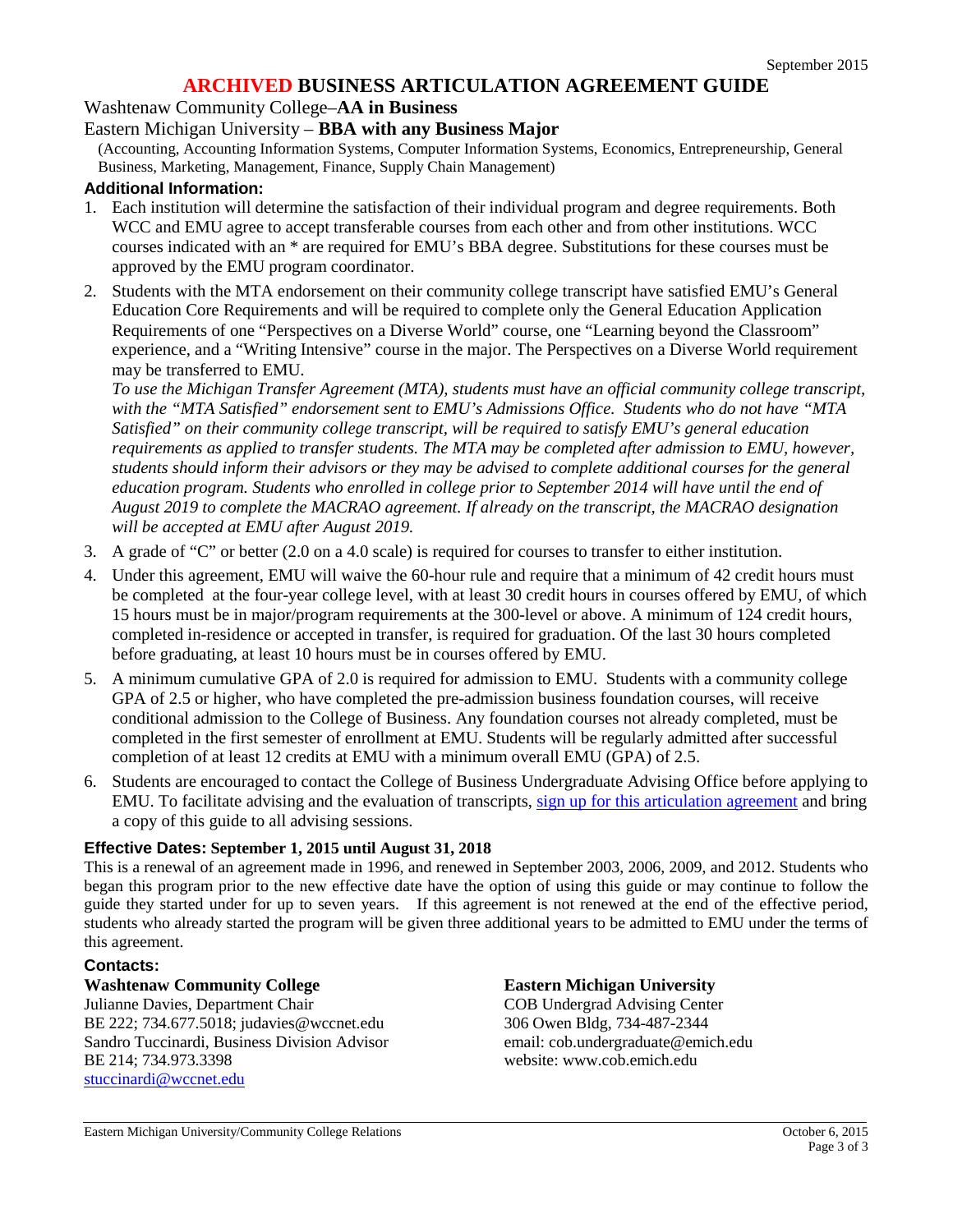September 2015

# ARCHIVED BUSINESS ARTICULATION AGREEMENT GUIDE

Washtenaw Community College–**AA in Business**

Eastern Michigan University – **BBA with any Business Major**

(Accounting, Accounting Information Systems, Computer Information Systems, Economics, Entrepreneurship, General Business, Marketing, Management, Finance, Supply Chain Management)

### Additional Information:

1. Each institution will determine the satisfaction of their individual program and degree requirements. Both WCC and EMU agree to accept transferable courses from each other and from other institutions. WCC courses indicated with an * are required for EMU's BBA degree. Substitutions for these courses must be approved by the EMU program coordinator.
2. Students with the MTA endorsement on their community college transcript have satisfied EMU's General Education Core Requirements and will be required to complete only the General Education Application Requirements of one "Perspectives on a Diverse World" course, one "Learning beyond the Classroom" experience, and a "Writing Intensive" course in the major. The Perspectives on a Diverse World requirement may be transferred to EMU.
   *To use the Michigan Transfer Agreement (MTA), students must have an official community college transcript, with the "MTA Satisfied" endorsement sent to EMU's Admissions Office. Students who do not have "MTA Satisfied" on their community college transcript, will be required to satisfy EMU's general education requirements as applied to transfer students. The MTA may be completed after admission to EMU, however, students should inform their advisors or they may be advised to complete additional courses for the general education program. Students who enrolled in college prior to September 2014 will have until the end of August 2019 to complete the MACRAO agreement. If already on the transcript, the MACRAO designation will be accepted at EMU after August 2019.*
3. A grade of "C" or better (2.0 on a 4.0 scale) is required for courses to transfer to either institution.
4. Under this agreement, EMU will waive the 60-hour rule and require that a minimum of 42 credit hours must be completed at the four-year college level, with at least 30 credit hours in courses offered by EMU, of which 15 hours must be in major/program requirements at the 300-level or above. A minimum of 124 credit hours, completed in-residence or accepted in transfer, is required for graduation. Of the last 30 hours completed before graduating, at least 10 hours must be in courses offered by EMU.
5. A minimum cumulative GPA of 2.0 is required for admission to EMU. Students with a community college GPA of 2.5 or higher, who have completed the pre-admission business foundation courses, will receive conditional admission to the College of Business. Any foundation courses not already completed, must be completed in the first semester of enrollment at EMU. Students will be regularly admitted after successful completion of at least 12 credits at EMU with a minimum overall EMU (GPA) of 2.5.
6. Students are encouraged to contact the College of Business Undergraduate Advising Office before applying to EMU. To facilitate advising and the evaluation of transcripts, sign up for this articulation agreement and bring a copy of this guide to all advising sessions.

### Effective Dates: September 1, 2015 until August 31, 2018

This is a renewal of an agreement made in 1996, and renewed in September 2003, 2006, 2009, and 2012. Students who began this program prior to the new effective date have the option of using this guide or may continue to follow the guide they started under for up to seven years. If this agreement is not renewed at the end of the effective period, students who already started the program will be given three additional years to be admitted to EMU under the terms of this agreement.

### Contacts:

**Washtenaw Community College**
Julianne Davies, Department Chair
BE 222; 734.677.5018; judavies@wccnet.edu
Sandro Tuccinardi, Business Division Advisor
BE 214; 734.973.3398
stuccinardi@wccnet.edu

**Eastern Michigan University**
COB Undergrad Advising Center
306 Owen Bldg, 734-487-2344
email: cob.undergraduate@emich.edu
website: www.cob.emich.edu

Eastern Michigan University/Community College Relations October 6, 2015